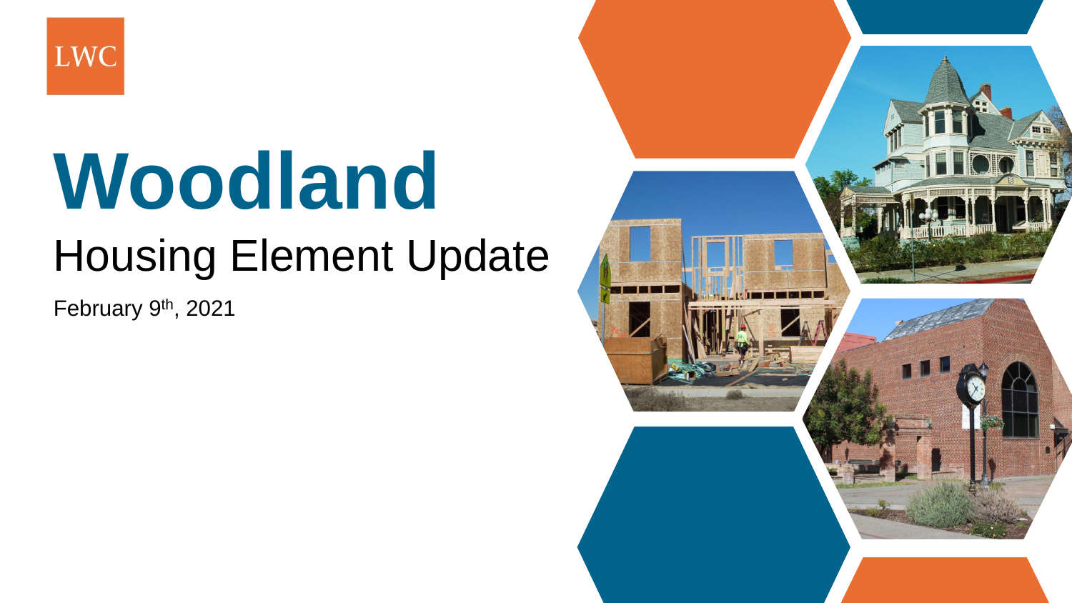LWC

# Woodland

## Housing Element Update

February 9th, 2021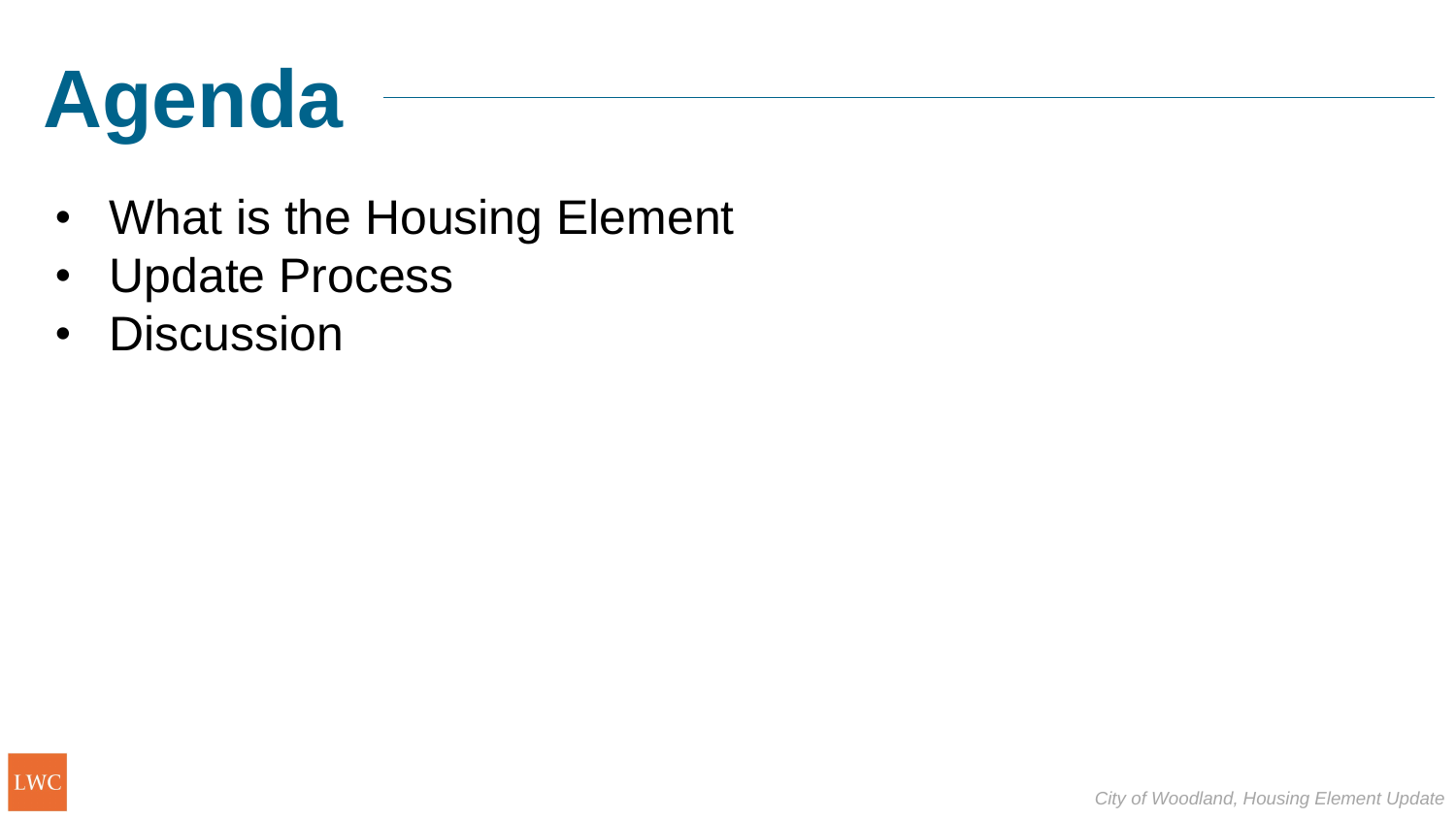# Agenda

- What is the Housing Element
- Update Process
- Discussion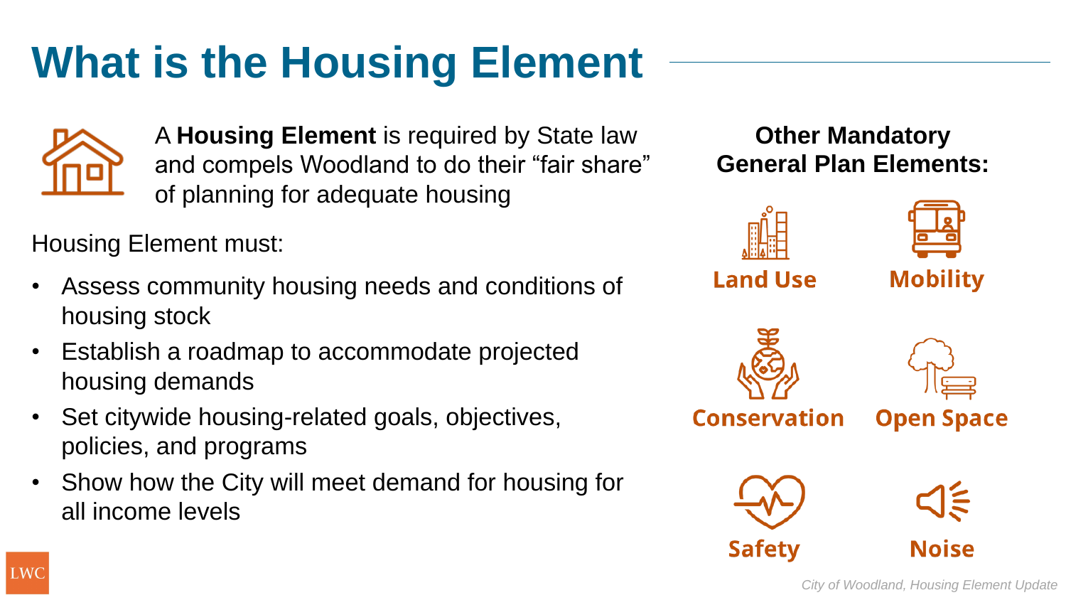# What is the Housing Element

A **Housing Element** is required by State law and compels Woodland to do their "fair share" of planning for adequate housing

Housing Element must:

- Assess community housing needs and conditions of housing stock
- Establish a roadmap to accommodate projected housing demands
- Set citywide housing-related goals, objectives, policies, and programs
- Show how the City will meet demand for housing for all income levels

**Other Mandatory General Plan Elements:**

- Land Use
- Mobility
- Conservation
- Open Space
- Safety
- Noise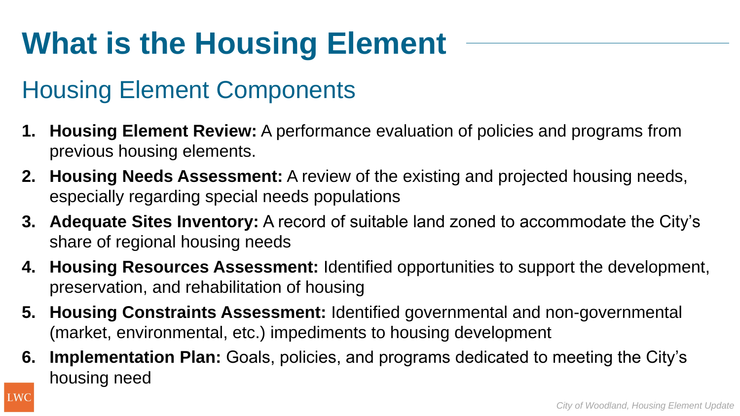# What is the Housing Element

## Housing Element Components

1. **Housing Element Review:** A performance evaluation of policies and programs from previous housing elements.
2. **Housing Needs Assessment:** A review of the existing and projected housing needs, especially regarding special needs populations
3. **Adequate Sites Inventory:** A record of suitable land zoned to accommodate the City's share of regional housing needs
4. **Housing Resources Assessment:** Identified opportunities to support the development, preservation, and rehabilitation of housing
5. **Housing Constraints Assessment:** Identified governmental and non-governmental (market, environmental, etc.) impediments to housing development
6. **Implementation Plan:** Goals, policies, and programs dedicated to meeting the City's housing need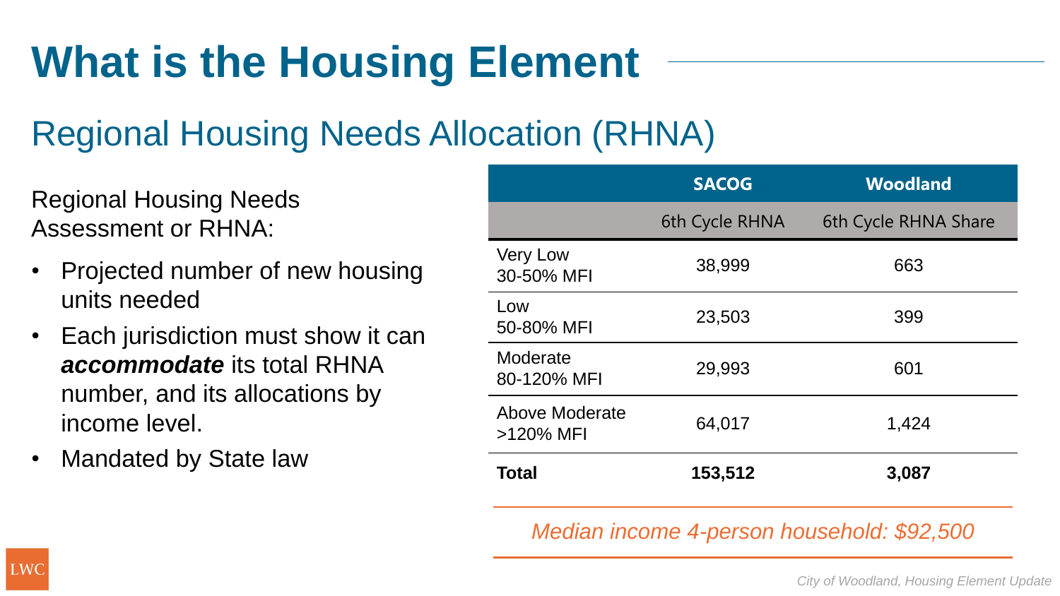# What is the Housing Element

## Regional Housing Needs Allocation (RHNA)

Regional Housing Needs Assessment or RHNA:

- Projected number of new housing units needed
- Each jurisdiction must show it can ***accommodate*** its total RHNA number, and its allocations by income level.
- Mandated by State law

| | SACOG | Woodland |
|---|---|---|
| | 6th Cycle RHNA | 6th Cycle RHNA Share |
| Very Low 30-50% MFI | 38,999 | 663 |
| Low 50-80% MFI | 23,503 | 399 |
| Moderate 80-120% MFI | 29,993 | 601 |
| Above Moderate >120% MFI | 64,017 | 1,424 |
| **Total** | **153,512** | **3,087** |

*Median income 4-person household: $92,500*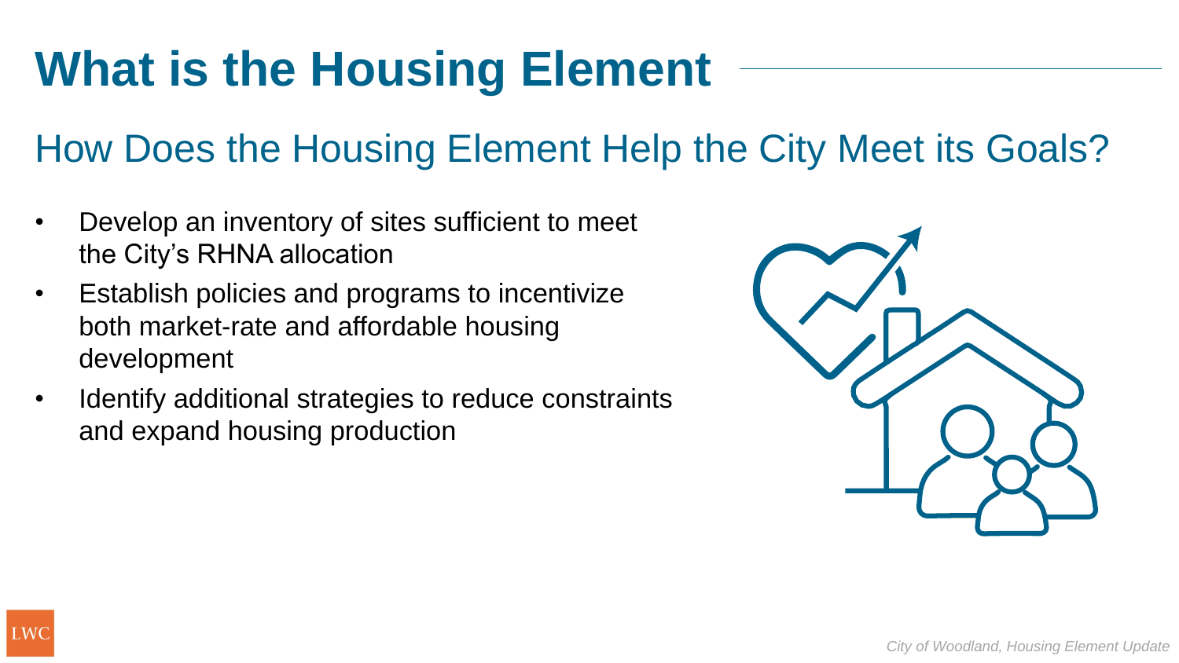# What is the Housing Element

## How Does the Housing Element Help the City Meet its Goals?

- Develop an inventory of sites sufficient to meet the City's RHNA allocation
- Establish policies and programs to incentivize both market-rate and affordable housing development
- Identify additional strategies to reduce constraints and expand housing production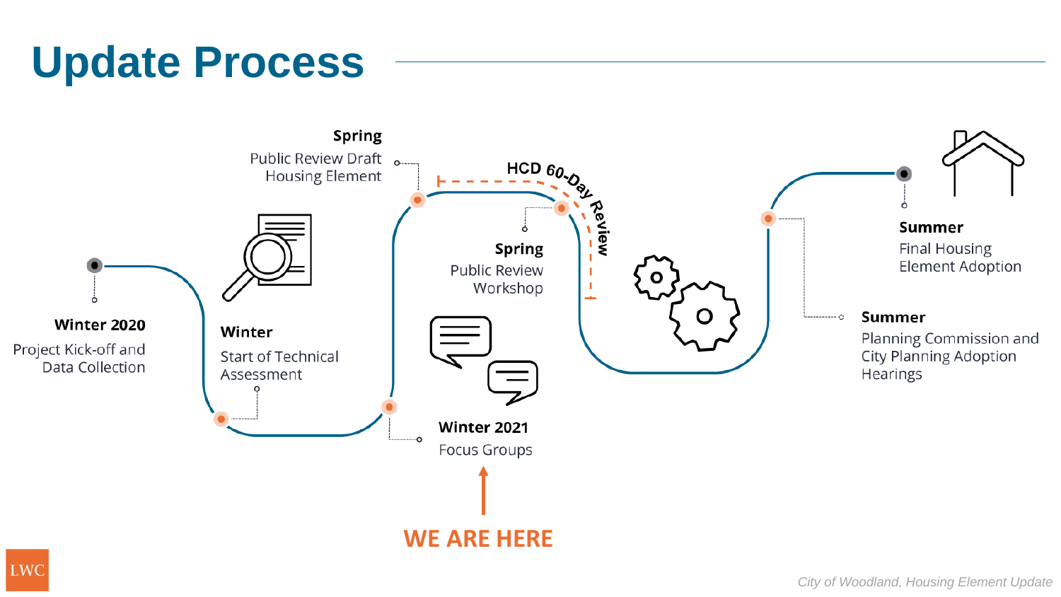# Update Process

**Winter 2020**
Project Kick-off and Data Collection

**Winter**
Start of Technical Assessment

**Winter 2021**
Focus Groups

**WE ARE HERE**

**Spring**
Public Review Draft Housing Element

**Spring**
Public Review Workshop

**HCD 60-Day Review**

**Summer**
Planning Commission and City Planning Adoption Hearings

**Summer**
Final Housing Element Adoption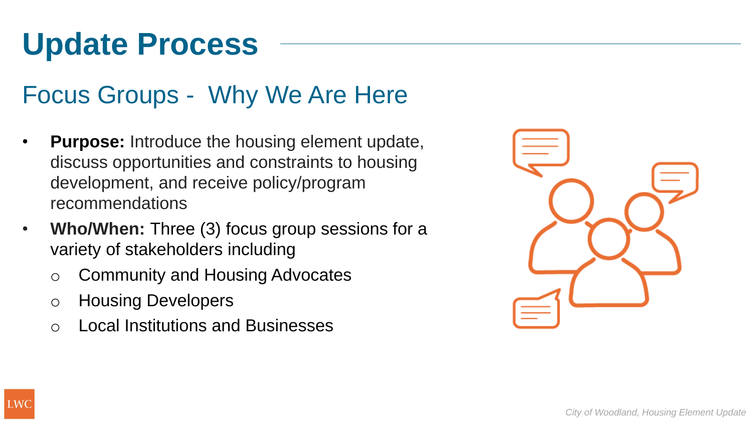# Update Process

## Focus Groups - Why We Are Here

- **Purpose:** Introduce the housing element update, discuss opportunities and constraints to housing development, and receive policy/program recommendations
- **Who/When:** Three (3) focus group sessions for a variety of stakeholders including
  - Community and Housing Advocates
  - Housing Developers
  - Local Institutions and Businesses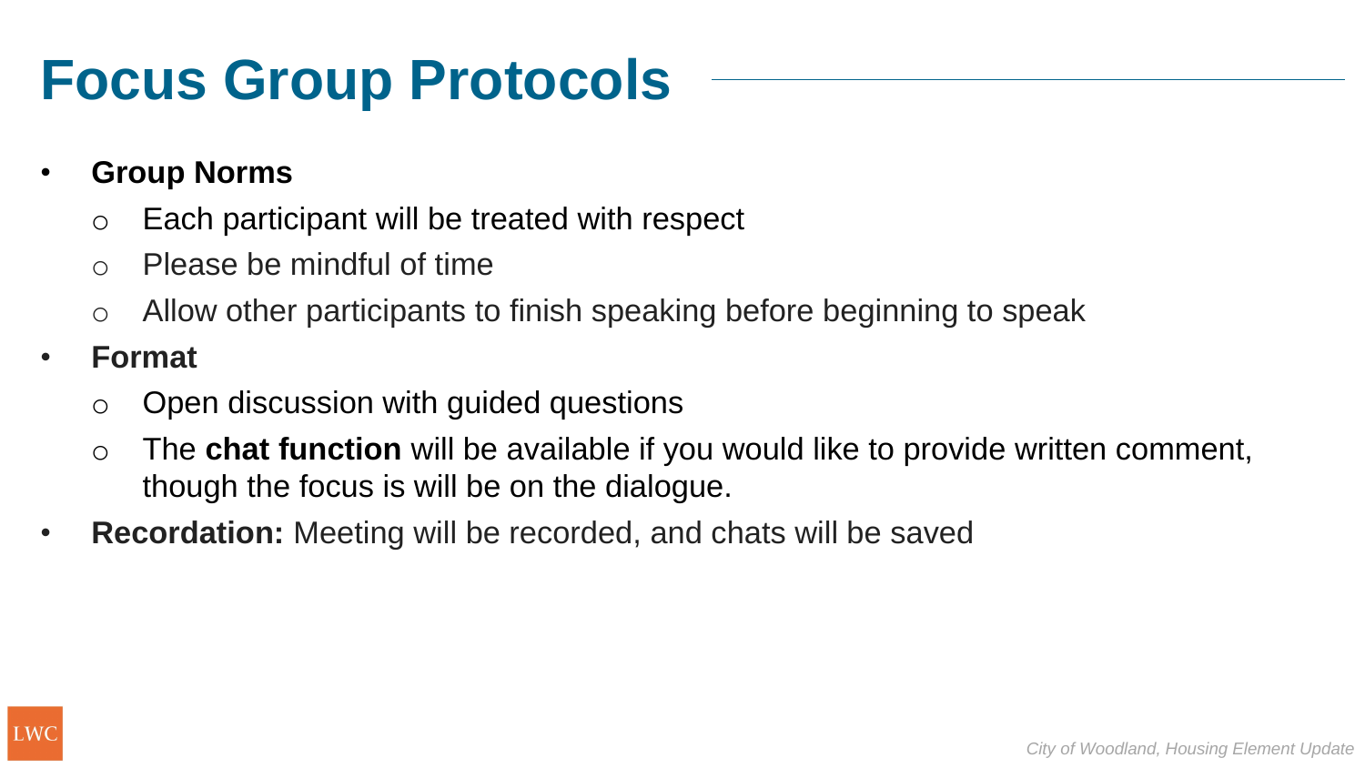# Focus Group Protocols

- **Group Norms**
  - Each participant will be treated with respect
  - Please be mindful of time
  - Allow other participants to finish speaking before beginning to speak
- **Format**
  - Open discussion with guided questions
  - The **chat function** will be available if you would like to provide written comment, though the focus is will be on the dialogue.
- **Recordation:** Meeting will be recorded, and chats will be saved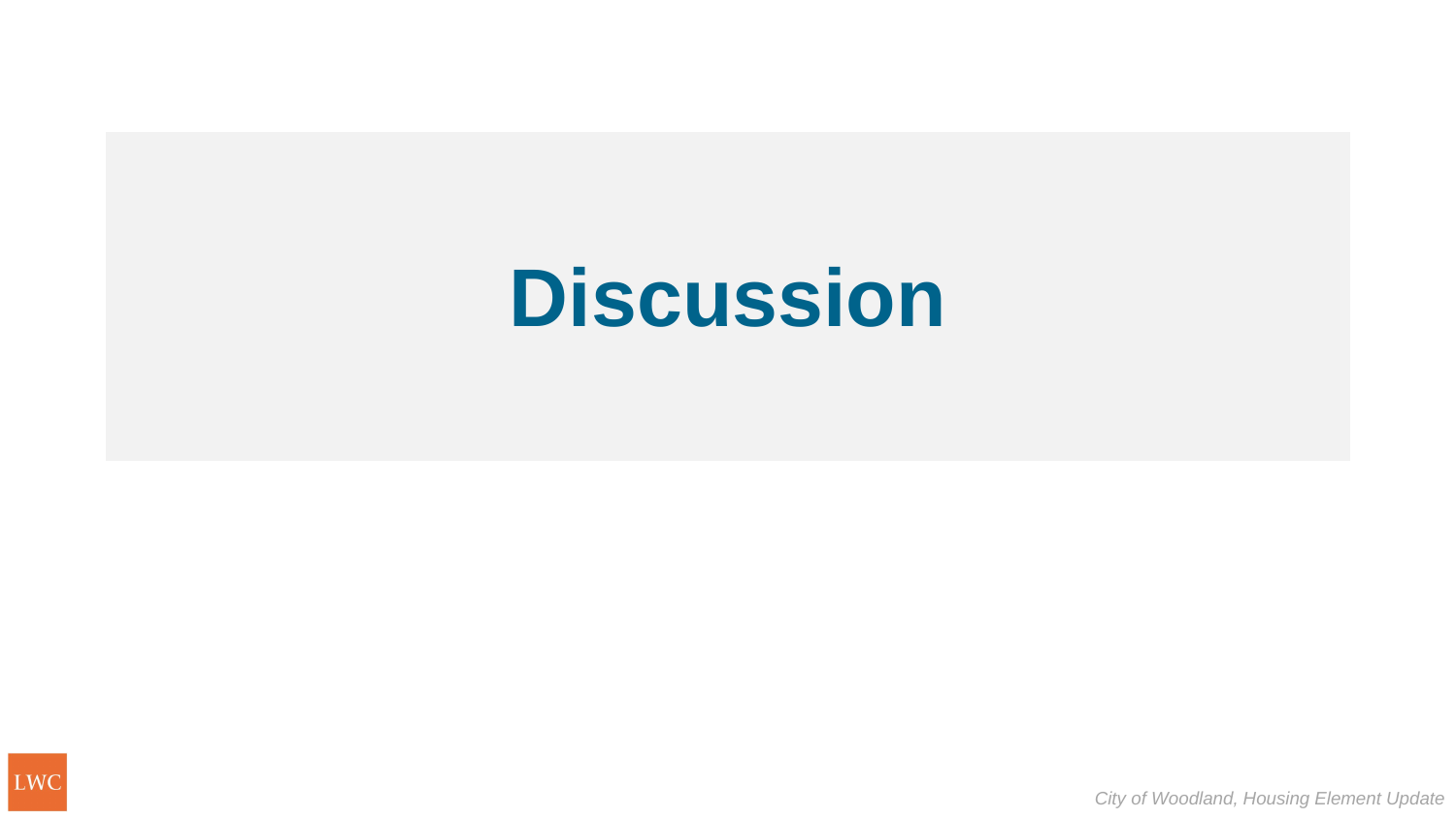# Discussion